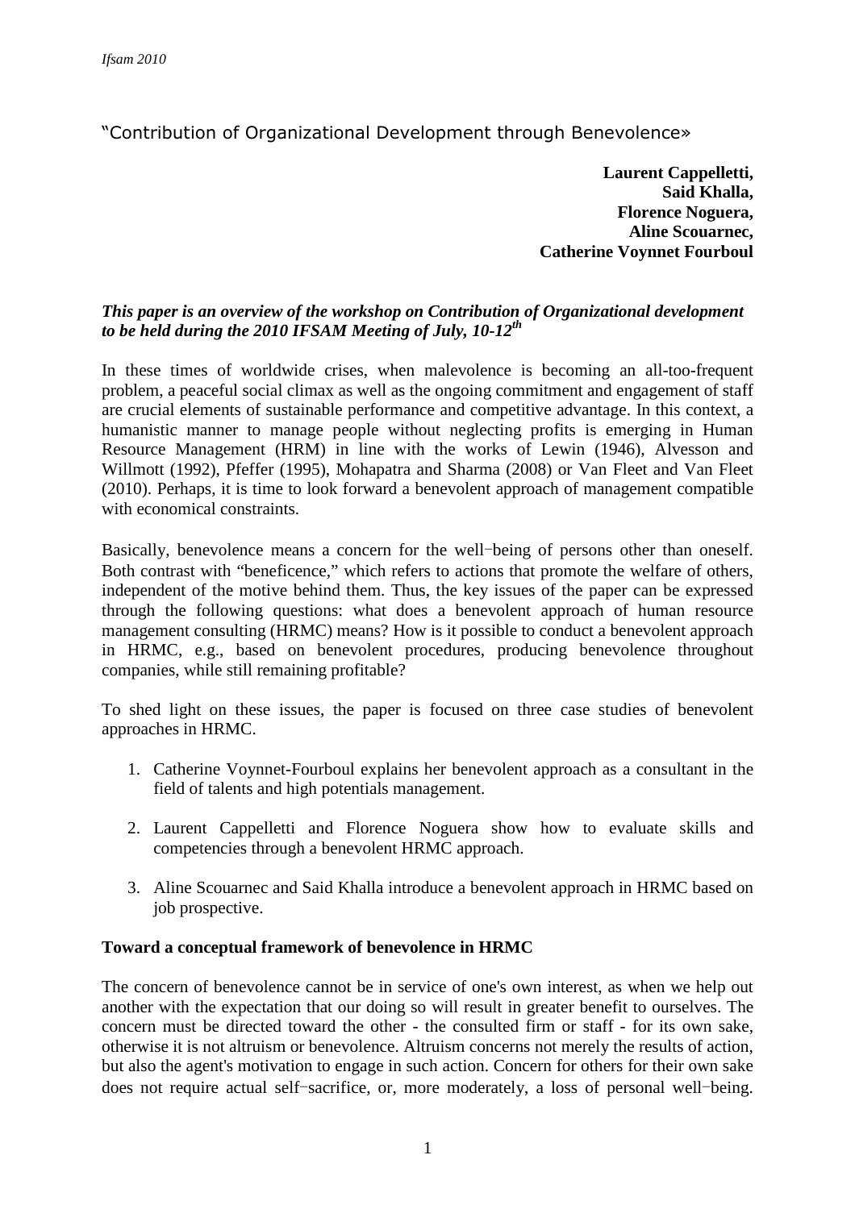# "Contribution of Organizational Development through Benevolence»

**Laurent Cappelletti,**
**Said Khalla,**
**Florence Noguera,**
**Aline Scouarnec,**
**Catherine Voynnet Fourboul**

***This paper is an overview of the workshop on Contribution of Organizational development to be held during the 2010 IFSAM Meeting of July, 10-12th***

In these times of worldwide crises, when malevolence is becoming an all-too-frequent problem, a peaceful social climax as well as the ongoing commitment and engagement of staff are crucial elements of sustainable performance and competitive advantage. In this context, a humanistic manner to manage people without neglecting profits is emerging in Human Resource Management (HRM) in line with the works of Lewin (1946), Alvesson and Willmott (1992), Pfeffer (1995), Mohapatra and Sharma (2008) or Van Fleet and Van Fleet (2010). Perhaps, it is time to look forward a benevolent approach of management compatible with economical constraints.

Basically, benevolence means a concern for the well-being of persons other than oneself. Both contrast with "beneficence," which refers to actions that promote the welfare of others, independent of the motive behind them. Thus, the key issues of the paper can be expressed through the following questions: what does a benevolent approach of human resource management consulting (HRMC) means? How is it possible to conduct a benevolent approach in HRMC, e.g., based on benevolent procedures, producing benevolence throughout companies, while still remaining profitable?

To shed light on these issues, the paper is focused on three case studies of benevolent approaches in HRMC.

1. Catherine Voynnet-Fourboul explains her benevolent approach as a consultant in the field of talents and high potentials management.
2. Laurent Cappelletti and Florence Noguera show how to evaluate skills and competencies through a benevolent HRMC approach.
3. Aline Scouarnec and Said Khalla introduce a benevolent approach in HRMC based on job prospective.

**Toward a conceptual framework of benevolence in HRMC**

The concern of benevolence cannot be in service of one's own interest, as when we help out another with the expectation that our doing so will result in greater benefit to ourselves. The concern must be directed toward the other - the consulted firm or staff - for its own sake, otherwise it is not altruism or benevolence. Altruism concerns not merely the results of action, but also the agent's motivation to engage in such action. Concern for others for their own sake does not require actual self-sacrifice, or, more moderately, a loss of personal well-being.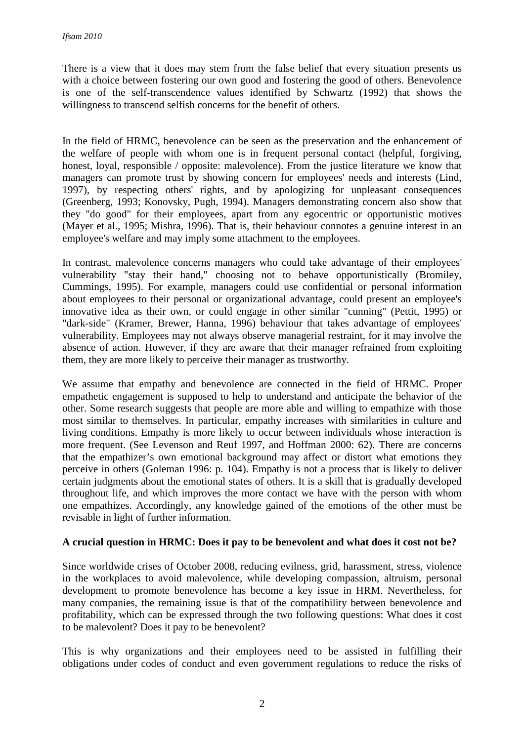There is a view that it does may stem from the false belief that every situation presents us with a choice between fostering our own good and fostering the good of others. Benevolence is one of the self-transcendence values identified by Schwartz (1992) that shows the willingness to transcend selfish concerns for the benefit of others.

In the field of HRMC, benevolence can be seen as the preservation and the enhancement of the welfare of people with whom one is in frequent personal contact (helpful, forgiving, honest, loyal, responsible / opposite: malevolence). From the justice literature we know that managers can promote trust by showing concern for employees' needs and interests (Lind, 1997), by respecting others' rights, and by apologizing for unpleasant consequences (Greenberg, 1993; Konovsky, Pugh, 1994). Managers demonstrating concern also show that they "do good" for their employees, apart from any egocentric or opportunistic motives (Mayer et al., 1995; Mishra, 1996). That is, their behaviour connotes a genuine interest in an employee's welfare and may imply some attachment to the employees.

In contrast, malevolence concerns managers who could take advantage of their employees' vulnerability "stay their hand," choosing not to behave opportunistically (Bromiley, Cummings, 1995). For example, managers could use confidential or personal information about employees to their personal or organizational advantage, could present an employee's innovative idea as their own, or could engage in other similar "cunning" (Pettit, 1995) or "dark-side" (Kramer, Brewer, Hanna, 1996) behaviour that takes advantage of employees' vulnerability. Employees may not always observe managerial restraint, for it may involve the absence of action. However, if they are aware that their manager refrained from exploiting them, they are more likely to perceive their manager as trustworthy.

We assume that empathy and benevolence are connected in the field of HRMC. Proper empathetic engagement is supposed to help to understand and anticipate the behavior of the other. Some research suggests that people are more able and willing to empathize with those most similar to themselves. In particular, empathy increases with similarities in culture and living conditions. Empathy is more likely to occur between individuals whose interaction is more frequent. (See Levenson and Reuf 1997, and Hoffman 2000: 62). There are concerns that the empathizer's own emotional background may affect or distort what emotions they perceive in others (Goleman 1996: p. 104). Empathy is not a process that is likely to deliver certain judgments about the emotional states of others. It is a skill that is gradually developed throughout life, and which improves the more contact we have with the person with whom one empathizes. Accordingly, any knowledge gained of the emotions of the other must be revisable in light of further information.

**A crucial question in HRMC: Does it pay to be benevolent and what does it cost not be?**

Since worldwide crises of October 2008, reducing evilness, grid, harassment, stress, violence in the workplaces to avoid malevolence, while developing compassion, altruism, personal development to promote benevolence has become a key issue in HRM. Nevertheless, for many companies, the remaining issue is that of the compatibility between benevolence and profitability, which can be expressed through the two following questions: What does it cost to be malevolent? Does it pay to be benevolent?

This is why organizations and their employees need to be assisted in fulfilling their obligations under codes of conduct and even government regulations to reduce the risks of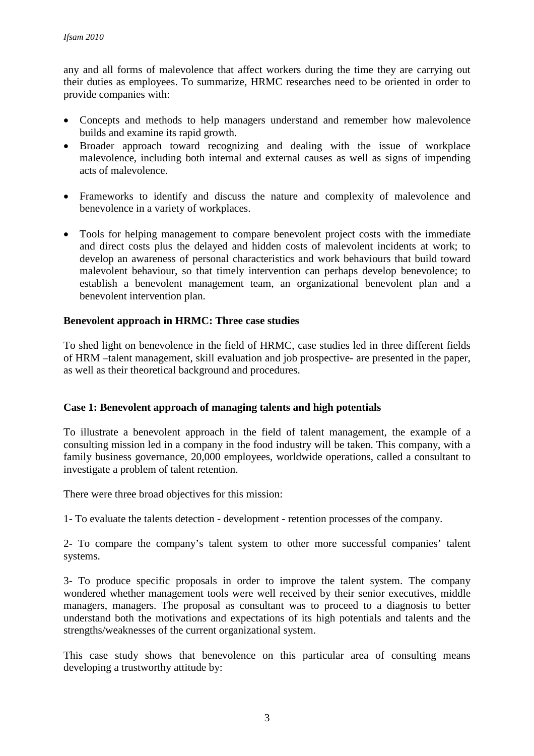any and all forms of malevolence that affect workers during the time they are carrying out their duties as employees. To summarize, HRMC researches need to be oriented in order to provide companies with:

- Concepts and methods to help managers understand and remember how malevolence builds and examine its rapid growth.
- Broader approach toward recognizing and dealing with the issue of workplace malevolence, including both internal and external causes as well as signs of impending acts of malevolence.
- Frameworks to identify and discuss the nature and complexity of malevolence and benevolence in a variety of workplaces.
- Tools for helping management to compare benevolent project costs with the immediate and direct costs plus the delayed and hidden costs of malevolent incidents at work; to develop an awareness of personal characteristics and work behaviours that build toward malevolent behaviour, so that timely intervention can perhaps develop benevolence; to establish a benevolent management team, an organizational benevolent plan and a benevolent intervention plan.

**Benevolent approach in HRMC: Three case studies**

To shed light on benevolence in the field of HRMC, case studies led in three different fields of HRM –talent management, skill evaluation and job prospective- are presented in the paper, as well as their theoretical background and procedures.

**Case 1: Benevolent approach of managing talents and high potentials**

To illustrate a benevolent approach in the field of talent management, the example of a consulting mission led in a company in the food industry will be taken. This company, with a family business governance, 20,000 employees, worldwide operations, called a consultant to investigate a problem of talent retention.

There were three broad objectives for this mission:

1- To evaluate the talents detection - development - retention processes of the company.

2- To compare the company's talent system to other more successful companies' talent systems.

3- To produce specific proposals in order to improve the talent system. The company wondered whether management tools were well received by their senior executives, middle managers, managers. The proposal as consultant was to proceed to a diagnosis to better understand both the motivations and expectations of its high potentials and talents and the strengths/weaknesses of the current organizational system.

This case study shows that benevolence on this particular area of consulting means developing a trustworthy attitude by: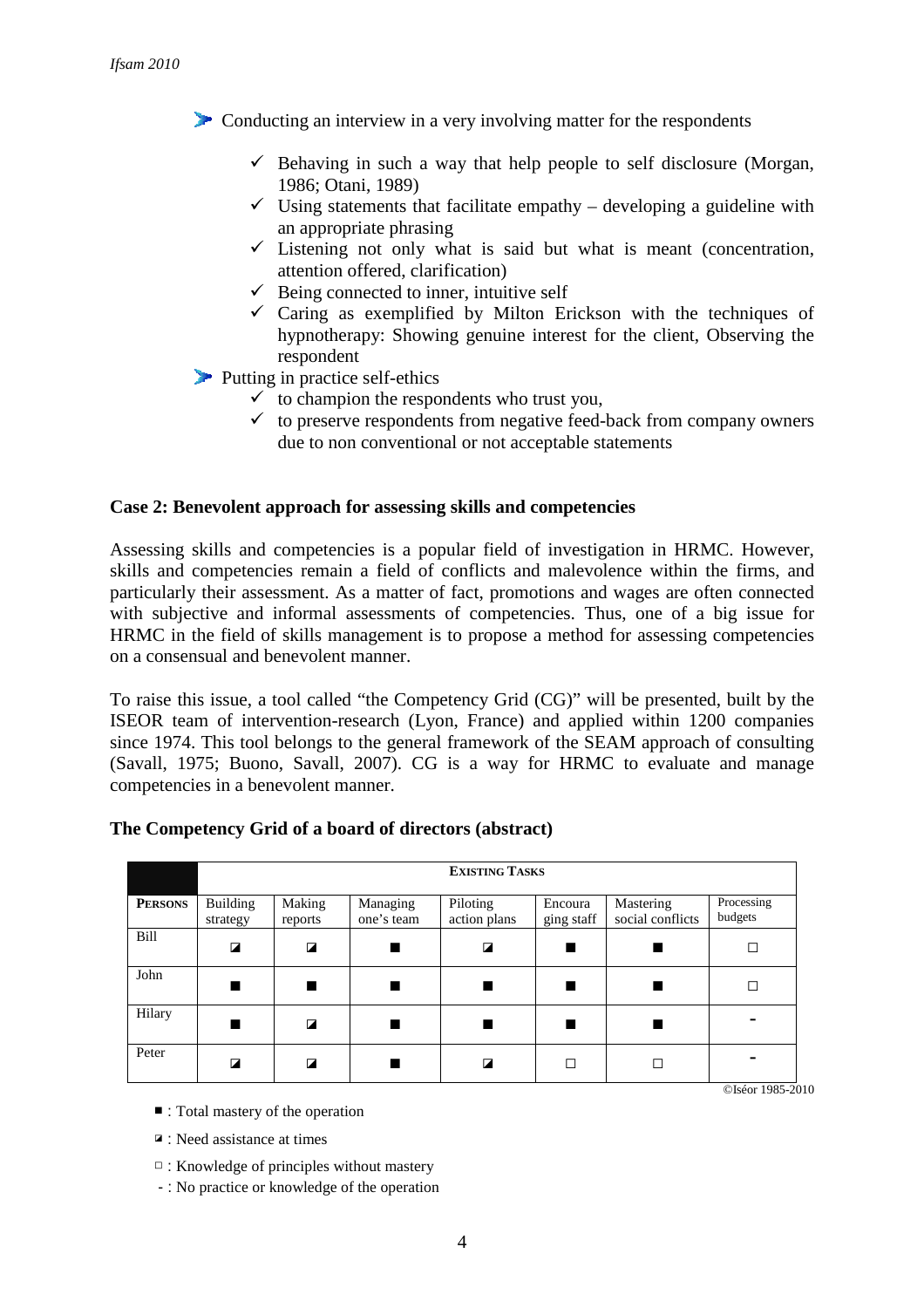- Conducting an interview in a very involving matter for the respondents
  - ✓ Behaving in such a way that help people to self disclosure (Morgan, 1986; Otani, 1989)
  - ✓ Using statements that facilitate empathy – developing a guideline with an appropriate phrasing
  - ✓ Listening not only what is said but what is meant (concentration, attention offered, clarification)
  - ✓ Being connected to inner, intuitive self
  - ✓ Caring as exemplified by Milton Erickson with the techniques of hypnotherapy: Showing genuine interest for the client, Observing the respondent
- Putting in practice self-ethics
  - ✓ to champion the respondents who trust you,
  - ✓ to preserve respondents from negative feed-back from company owners due to non conventional or not acceptable statements

**Case 2: Benevolent approach for assessing skills and competencies**

Assessing skills and competencies is a popular field of investigation in HRMC. However, skills and competencies remain a field of conflicts and malevolence within the firms, and particularly their assessment. As a matter of fact, promotions and wages are often connected with subjective and informal assessments of competencies. Thus, one of a big issue for HRMC in the field of skills management is to propose a method for assessing competencies on a consensual and benevolent manner.

To raise this issue, a tool called "the Competency Grid (CG)" will be presented, built by the ISEOR team of intervention-research (Lyon, France) and applied within 1200 companies since 1974. This tool belongs to the general framework of the SEAM approach of consulting (Savall, 1975; Buono, Savall, 2007). CG is a way for HRMC to evaluate and manage competencies in a benevolent manner.

**The Competency Grid of a board of directors (abstract)**

| | EXISTING TASKS | | | | | | |
|---|---|---|---|---|---|---|---|
| **PERSONS** | Building strategy | Making reports | Managing one's team | Piloting action plans | Encouraging staff | Mastering social conflicts | Processing budgets |
| Bill | ◪ | ◪ | ■ | ◪ | ■ | ■ | □ |
| John | ■ | ■ | ■ | ■ | ■ | ■ | □ |
| Hilary | ■ | ◪ | ■ | ■ | ■ | ■ | - |
| Peter | ◪ | ◪ | ■ | ◪ | □ | □ | - |

©Iséor 1985-2010

■ : Total mastery of the operation

◪ : Need assistance at times

□ : Knowledge of principles without mastery

- : No practice or knowledge of the operation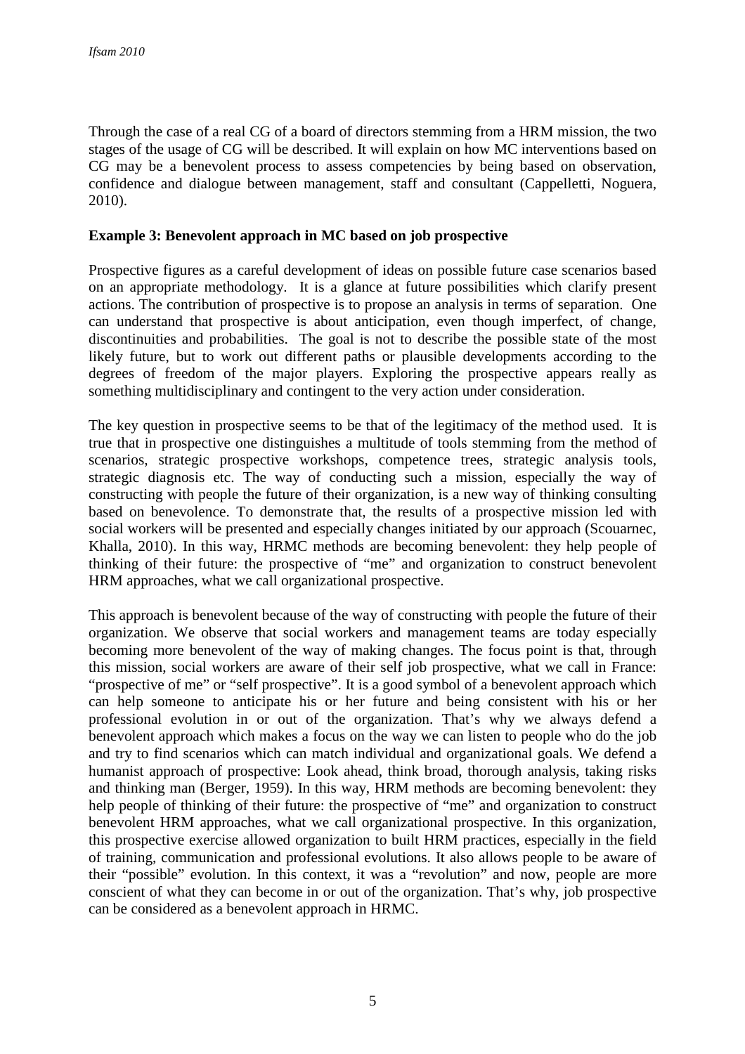Through the case of a real CG of a board of directors stemming from a HRM mission, the two stages of the usage of CG will be described. It will explain on how MC interventions based on CG may be a benevolent process to assess competencies by being based on observation, confidence and dialogue between management, staff and consultant (Cappelletti, Noguera, 2010).

**Example 3: Benevolent approach in MC based on job prospective**

Prospective figures as a careful development of ideas on possible future case scenarios based on an appropriate methodology. It is a glance at future possibilities which clarify present actions. The contribution of prospective is to propose an analysis in terms of separation. One can understand that prospective is about anticipation, even though imperfect, of change, discontinuities and probabilities. The goal is not to describe the possible state of the most likely future, but to work out different paths or plausible developments according to the degrees of freedom of the major players. Exploring the prospective appears really as something multidisciplinary and contingent to the very action under consideration.

The key question in prospective seems to be that of the legitimacy of the method used. It is true that in prospective one distinguishes a multitude of tools stemming from the method of scenarios, strategic prospective workshops, competence trees, strategic analysis tools, strategic diagnosis etc. The way of conducting such a mission, especially the way of constructing with people the future of their organization, is a new way of thinking consulting based on benevolence. To demonstrate that, the results of a prospective mission led with social workers will be presented and especially changes initiated by our approach (Scouarnec, Khalla, 2010). In this way, HRMC methods are becoming benevolent: they help people of thinking of their future: the prospective of "me" and organization to construct benevolent HRM approaches, what we call organizational prospective.

This approach is benevolent because of the way of constructing with people the future of their organization. We observe that social workers and management teams are today especially becoming more benevolent of the way of making changes. The focus point is that, through this mission, social workers are aware of their self job prospective, what we call in France: "prospective of me" or "self prospective". It is a good symbol of a benevolent approach which can help someone to anticipate his or her future and being consistent with his or her professional evolution in or out of the organization. That's why we always defend a benevolent approach which makes a focus on the way we can listen to people who do the job and try to find scenarios which can match individual and organizational goals. We defend a humanist approach of prospective: Look ahead, think broad, thorough analysis, taking risks and thinking man (Berger, 1959). In this way, HRM methods are becoming benevolent: they help people of thinking of their future: the prospective of "me" and organization to construct benevolent HRM approaches, what we call organizational prospective. In this organization, this prospective exercise allowed organization to built HRM practices, especially in the field of training, communication and professional evolutions. It also allows people to be aware of their "possible" evolution. In this context, it was a "revolution" and now, people are more conscient of what they can become in or out of the organization. That's why, job prospective can be considered as a benevolent approach in HRMC.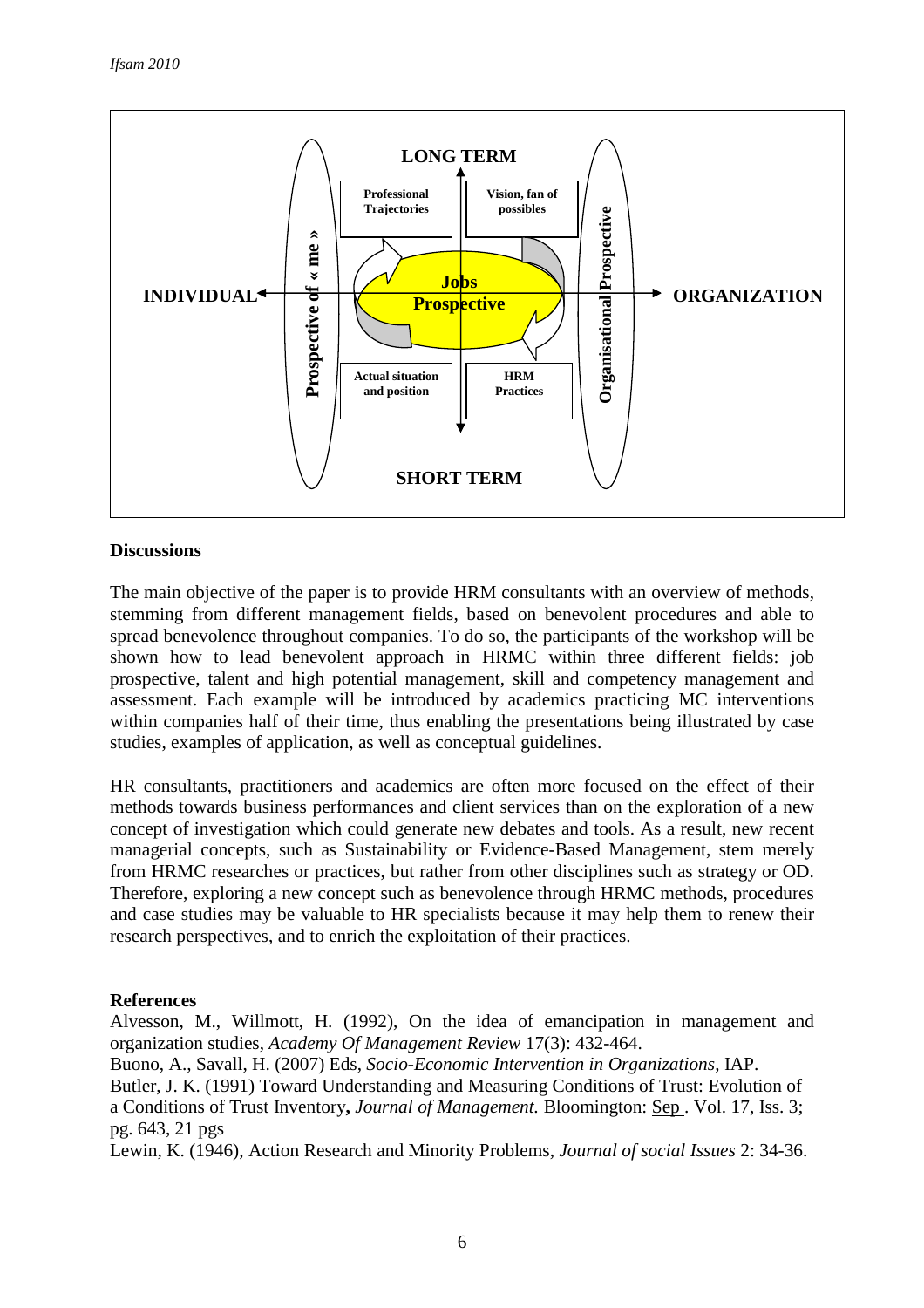LONG TERM

INDIVIDUAL ← → ORGANIZATION

SHORT TERM

Prospective of « me »

Organisational Prospective

Professional Trajectories

Vision, fan of possibles

Jobs Prospective

Actual situation and position

HRM Practices

**Discussions**

The main objective of the paper is to provide HRM consultants with an overview of methods, stemming from different management fields, based on benevolent procedures and able to spread benevolence throughout companies. To do so, the participants of the workshop will be shown how to lead benevolent approach in HRMC within three different fields: job prospective, talent and high potential management, skill and competency management and assessment. Each example will be introduced by academics practicing MC interventions within companies half of their time, thus enabling the presentations being illustrated by case studies, examples of application, as well as conceptual guidelines.

HR consultants, practitioners and academics are often more focused on the effect of their methods towards business performances and client services than on the exploration of a new concept of investigation which could generate new debates and tools. As a result, new recent managerial concepts, such as Sustainability or Evidence-Based Management, stem merely from HRMC researches or practices, but rather from other disciplines such as strategy or OD. Therefore, exploring a new concept such as benevolence through HRMC methods, procedures and case studies may be valuable to HR specialists because it may help them to renew their research perspectives, and to enrich the exploitation of their practices.

**References**

Alvesson, M., Willmott, H. (1992), On the idea of emancipation in management and organization studies, *Academy Of Management Review* 17(3): 432-464.

Buono, A., Savall, H. (2007) Eds, *Socio-Economic Intervention in Organizations*, IAP.

Butler, J. K. (1991) Toward Understanding and Measuring Conditions of Trust: Evolution of a Conditions of Trust Inventory**,** *Journal of Management.* Bloomington: Sep . Vol. 17, Iss. 3; pg. 643, 21 pgs

Lewin, K. (1946), Action Research and Minority Problems, *Journal of social Issues* 2: 34-36.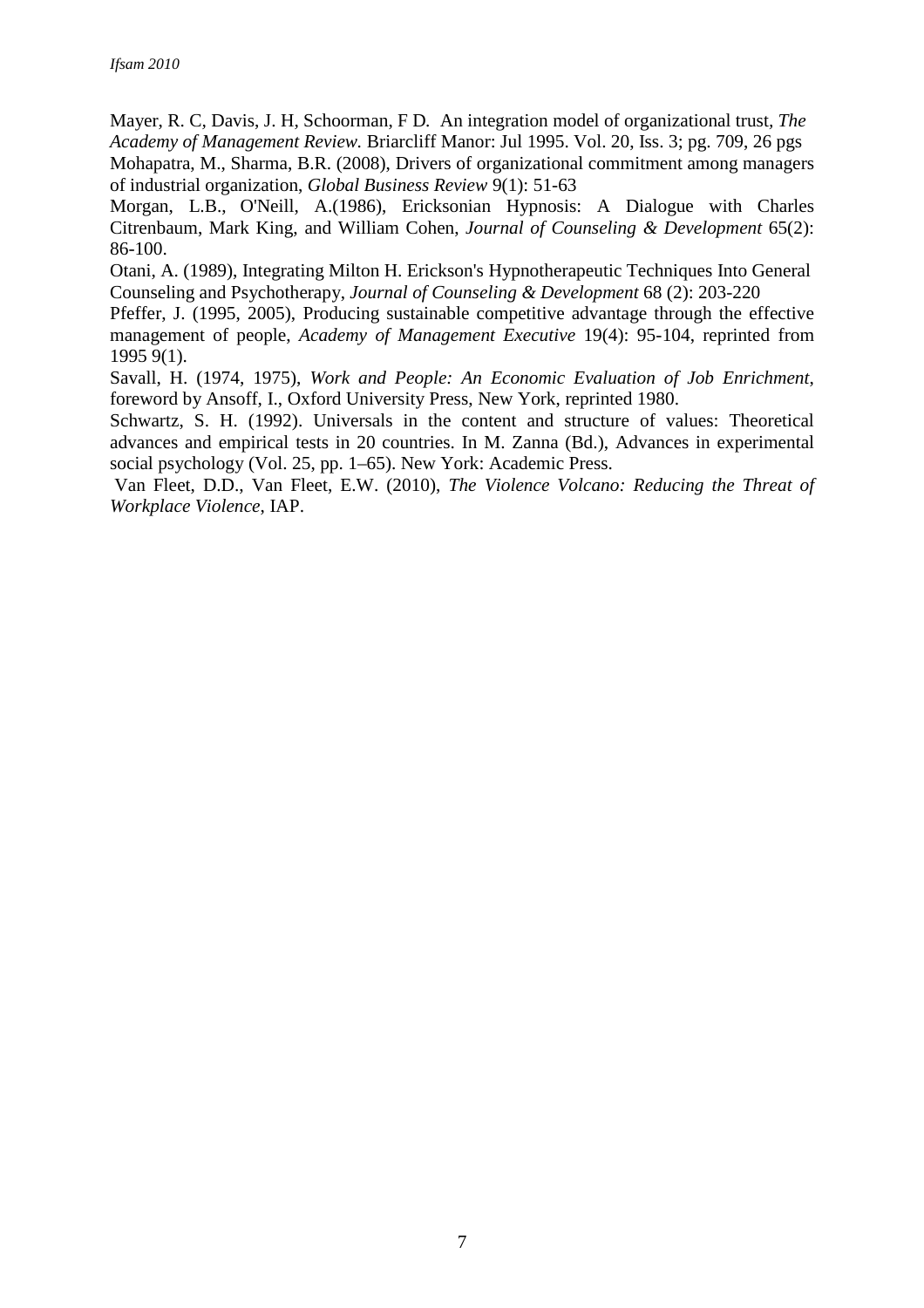Mayer, R. C, Davis, J. H, Schoorman, F D. An integration model of organizational trust, *The Academy of Management Review.* Briarcliff Manor: Jul 1995. Vol. 20, Iss. 3; pg. 709, 26 pgs

Mohapatra, M., Sharma, B.R. (2008), Drivers of organizational commitment among managers of industrial organization, *Global Business Review* 9(1): 51-63

Morgan, L.B., O'Neill, A.(1986), Ericksonian Hypnosis: A Dialogue with Charles Citrenbaum, Mark King, and William Cohen, *Journal of Counseling & Development* 65(2): 86-100.

Otani, A. (1989), Integrating Milton H. Erickson's Hypnotherapeutic Techniques Into General Counseling and Psychotherapy, *Journal of Counseling & Development* 68 (2): 203-220

Pfeffer, J. (1995, 2005), Producing sustainable competitive advantage through the effective management of people, *Academy of Management Executive* 19(4): 95-104, reprinted from 1995 9(1).

Savall, H. (1974, 1975), *Work and People: An Economic Evaluation of Job Enrichment*, foreword by Ansoff, I., Oxford University Press, New York, reprinted 1980.

Schwartz, S. H. (1992). Universals in the content and structure of values: Theoretical advances and empirical tests in 20 countries. In M. Zanna (Bd.), Advances in experimental social psychology (Vol. 25, pp. 1–65). New York: Academic Press.

Van Fleet, D.D., Van Fleet, E.W. (2010), *The Violence Volcano: Reducing the Threat of Workplace Violence*, IAP.